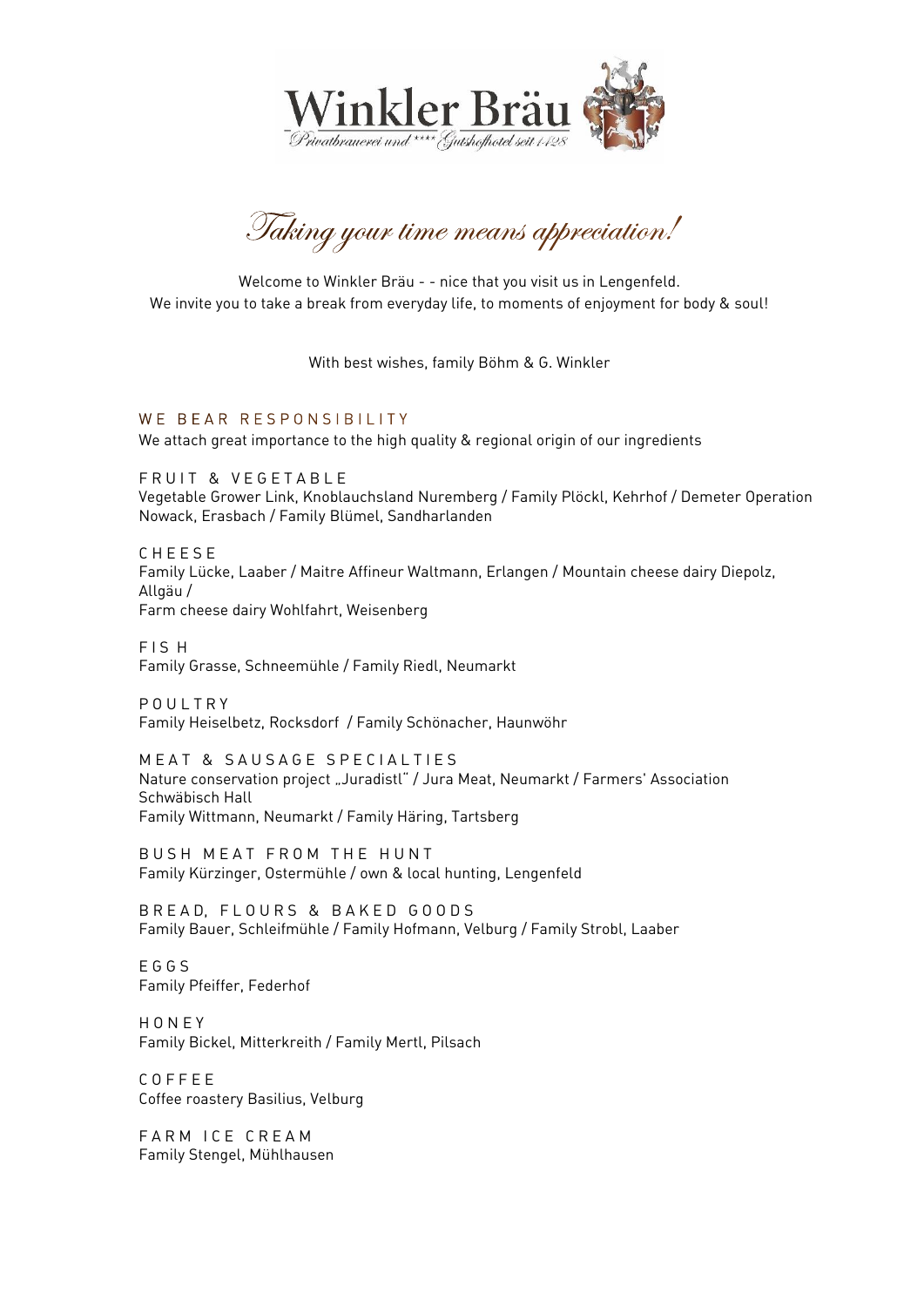# Winkler Bräu

*Privatbrauerei und \*\*\*\* Gutshofhotel seit 1428*

## *Taking your time means appreciation!*

Welcome to Winkler Bräu - - nice that you visit us in Lengenfeld.
We invite you to take a break from everyday life, to moments of enjoyment for body & soul!

With best wishes, family Böhm & G. Winkler

### WE BEAR RESPONSIBILITY

We attach great importance to the high quality & regional origin of our ingredients

**FRUIT & VEGETABLE**
Vegetable Grower Link, Knoblauchsland Nuremberg / Family Plöckl, Kehrhof / Demeter Operation Nowack, Erasbach / Family Blümel, Sandharlanden

**CHEESE**
Family Lücke, Laaber / Maitre Affineur Waltmann, Erlangen / Mountain cheese dairy Diepolz, Allgäu /
Farm cheese dairy Wohlfahrt, Weisenberg

**FISH**
Family Grasse, Schneemühle / Family Riedl, Neumarkt

**POULTRY**
Family Heiselbetz, Rocksdorf / Family Schönacher, Haunwöhr

**MEAT & SAUSAGE SPECIALTIES**
Nature conservation project „Juradistl" / Jura Meat, Neumarkt / Farmers' Association Schwäbisch Hall
Family Wittmann, Neumarkt / Family Häring, Tartsberg

**BUSH MEAT FROM THE HUNT**
Family Kürzinger, Ostermühle / own & local hunting, Lengenfeld

**BREAD, FLOURS & BAKED GOODS**
Family Bauer, Schleifmühle / Family Hofmann, Velburg / Family Strobl, Laaber

**EGGS**
Family Pfeiffer, Federhof

**HONEY**
Family Bickel, Mitterkreith / Family Mertl, Pilsach

**COFFEE**
Coffee roastery Basilius, Velburg

**FARM ICE CREAM**
Family Stengel, Mühlhausen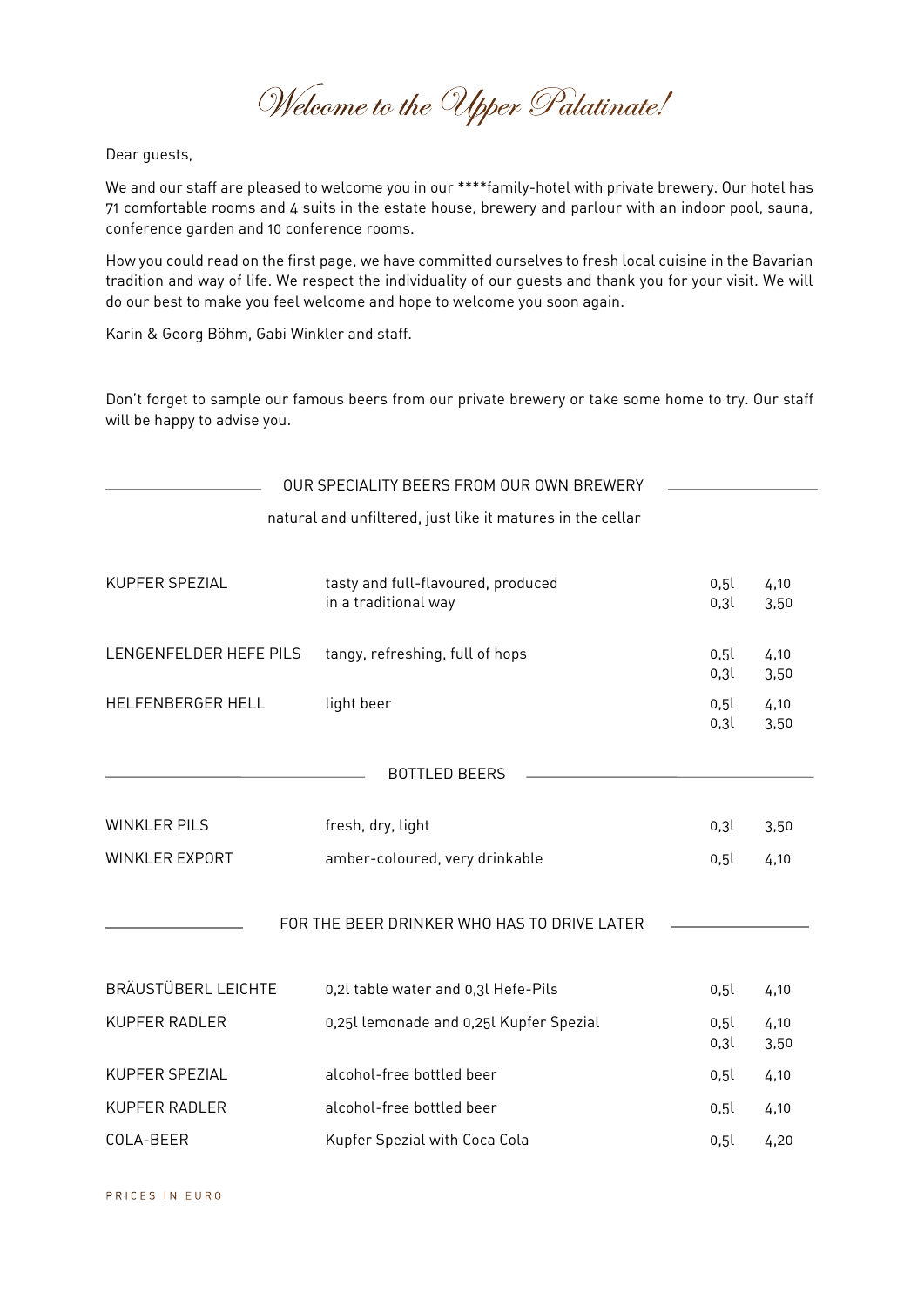# *Welcome to the Upper Palatinate!*

Dear guests,

We and our staff are pleased to welcome you in our ****family-hotel with private brewery. Our hotel has 71 comfortable rooms and 4 suits in the estate house, brewery and parlour with an indoor pool, sauna, conference garden and 10 conference rooms.

How you could read on the first page, we have committed ourselves to fresh local cuisine in the Bavarian tradition and way of life. We respect the individuality of our guests and thank you for your visit. We will do our best to make you feel welcome and hope to welcome you soon again.

Karin & Georg Böhm, Gabi Winkler and staff.

Don't forget to sample our famous beers from our private brewery or take some home to try. Our staff will be happy to advise you.

## OUR SPECIALITY BEERS FROM OUR OWN BREWERY

natural and unfiltered, just like it matures in the cellar

| | | | |
|---|---|---|---|
| KUPFER SPEZIAL | tasty and full-flavoured, produced in a traditional way | 0,5l<br>0,3l | 4,10<br>3,50 |
| LENGENFELDER HEFE PILS | tangy, refreshing, full of hops | 0,5l<br>0,3l | 4,10<br>3,50 |
| HELFENBERGER HELL | light beer | 0,5l<br>0,3l | 4,10<br>3,50 |

## BOTTLED BEERS

| | | | |
|---|---|---|---|
| WINKLER PILS | fresh, dry, light | 0,3l | 3,50 |
| WINKLER EXPORT | amber-coloured, very drinkable | 0,5l | 4,10 |

## FOR THE BEER DRINKER WHO HAS TO DRIVE LATER

| | | | |
|---|---|---|---|
| BRÄUSTÜBERL LEICHTE | 0,2l table water and 0,3l Hefe-Pils | 0,5l | 4,10 |
| KUPFER RADLER | 0,25l lemonade and 0,25l Kupfer Spezial | 0,5l<br>0,3l | 4,10<br>3,50 |
| KUPFER SPEZIAL | alcohol-free bottled beer | 0,5l | 4,10 |
| KUPFER RADLER | alcohol-free bottled beer | 0,5l | 4,10 |
| COLA-BEER | Kupfer Spezial with Coca Cola | 0,5l | 4,20 |

PRICES IN EURO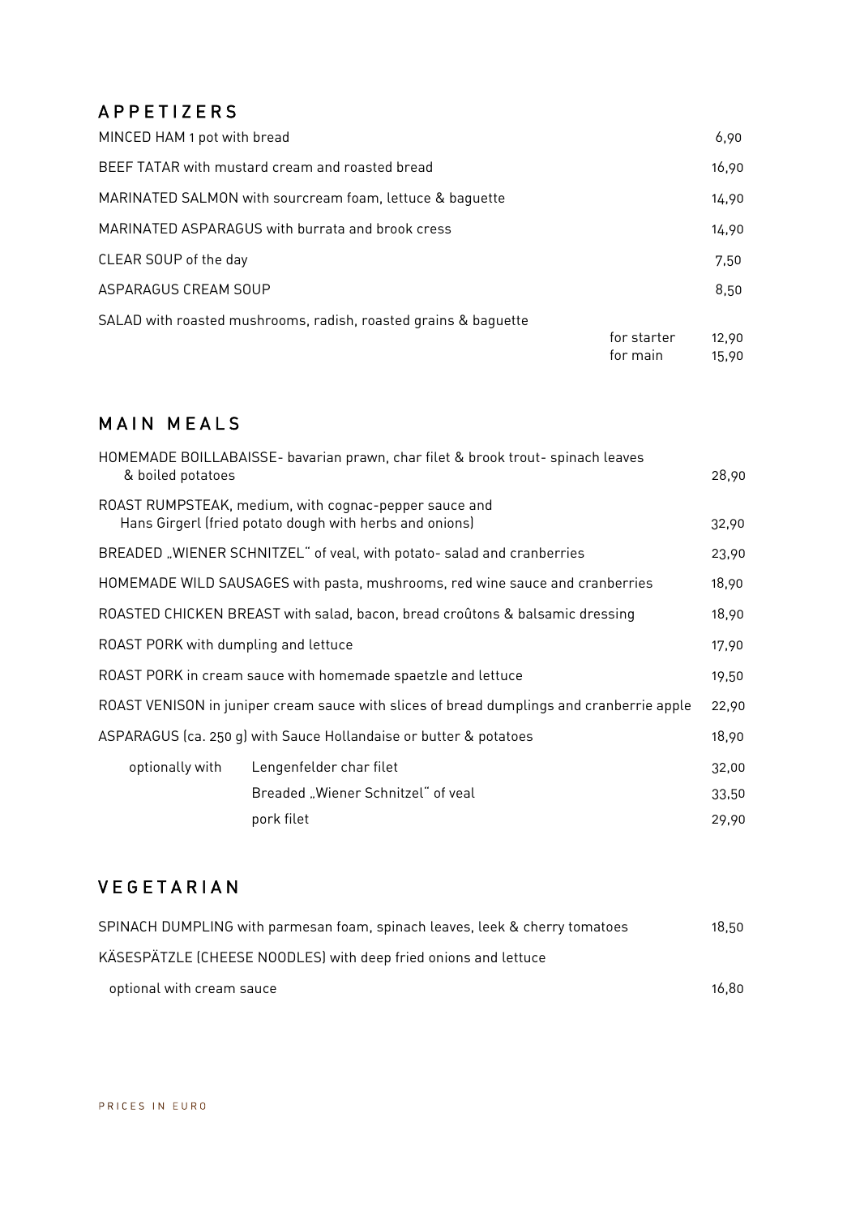## APPETIZERS

| Item | | Price |
|---|---|---|
| MINCED HAM 1 pot with bread | | 6,90 |
| BEEF TATAR with mustard cream and roasted bread | | 16,90 |
| MARINATED SALMON with sourcream foam, lettuce & baguette | | 14,90 |
| MARINATED ASPARAGUS with burrata and brook cress | | 14,90 |
| CLEAR SOUP of the day | | 7,50 |
| ASPARAGUS CREAM SOUP | | 8,50 |
| SALAD with roasted mushrooms, radish, roasted grains & baguette | for starter | 12,90 |
| | for main | 15,90 |

## MAIN MEALS

| Item | | Price |
|---|---|---|
| HOMEMADE BOILLABAISSE- bavarian prawn, char filet & brook trout- spinach leaves & boiled potatoes | | 28,90 |
| ROAST RUMPSTEAK, medium, with cognac-pepper sauce and Hans Girgerl (fried potato dough with herbs and onions) | | 32,90 |
| BREADED „WIENER SCHNITZEL" of veal, with potato- salad and cranberries | | 23,90 |
| HOMEMADE WILD SAUSAGES with pasta, mushrooms, red wine sauce and cranberries | | 18,90 |
| ROASTED CHICKEN BREAST with salad, bacon, bread croûtons & balsamic dressing | | 18,90 |
| ROAST PORK with dumpling and lettuce | | 17,90 |
| ROAST PORK in cream sauce with homemade spaetzle and lettuce | | 19,50 |
| ROAST VENISON in juniper cream sauce with slices of bread dumplings and cranberrie apple | | 22,90 |
| ASPARAGUS (ca. 250 g) with Sauce Hollandaise or butter & potatoes | | 18,90 |
| optionally with | Lengenfelder char filet | 32,00 |
| | Breaded „Wiener Schnitzel" of veal | 33,50 |
| | pork filet | 29,90 |

## VEGETARIAN

| Item | Price |
|---|---|
| SPINACH DUMPLING with parmesan foam, spinach leaves, leek & cherry tomatoes | 18,50 |
| KÄSESPÄTZLE (CHEESE NOODLES) with deep fried onions and lettuce | |
| optional with cream sauce | 16,80 |

PRICES IN EURO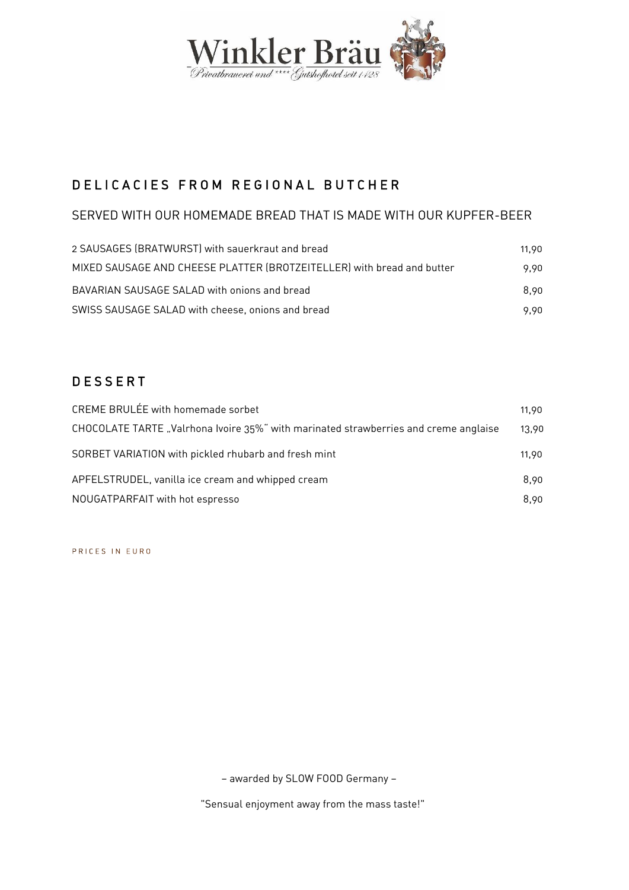Winkler Bräu

Privatbrauerei und **** Gutshofhotel seit 1428

## DELICACIES FROM REGIONAL BUTCHER

### SERVED WITH OUR HOMEMADE BREAD THAT IS MADE WITH OUR KUPFER-BEER

| | |
|---|---|
| 2 SAUSAGES (BRATWURST) with sauerkraut and bread | 11,90 |
| MIXED SAUSAGE AND CHEESE PLATTER (BROTZEITELLER) with bread and butter | 9,90 |
| BAVARIAN SAUSAGE SALAD with onions and bread | 8,90 |
| SWISS SAUSAGE SALAD with cheese, onions and bread | 9,90 |

## DESSERT

| | |
|---|---|
| CREME BRULÉE with homemade sorbet | 11,90 |
| CHOCOLATE TARTE „Valrhona Ivoire 35%" with marinated strawberries and creme anglaise | 13,90 |
| SORBET VARIATION with pickled rhubarb and fresh mint | 11,90 |
| APFELSTRUDEL, vanilla ice cream and whipped cream | 8,90 |
| NOUGATPARFAIT with hot espresso | 8,90 |

PRICES IN EURO

– awarded by SLOW FOOD Germany –

"Sensual enjoyment away from the mass taste!"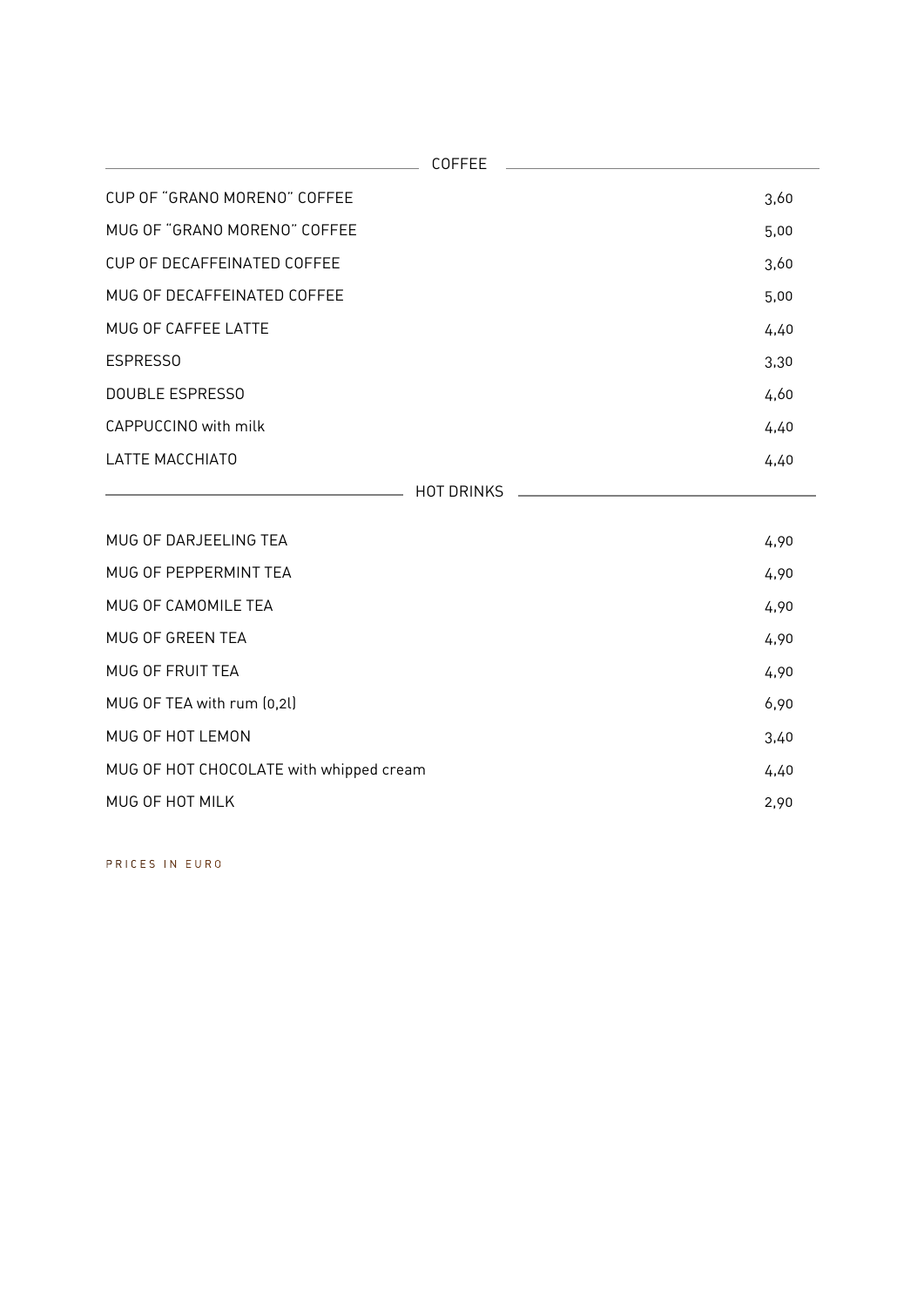## COFFEE

| | |
|---|---|
| CUP OF "GRANO MORENO" COFFEE | 3,60 |
| MUG OF "GRANO MORENO" COFFEE | 5,00 |
| CUP OF DECAFFEINATED COFFEE | 3,60 |
| MUG OF DECAFFEINATED COFFEE | 5,00 |
| MUG OF CAFFEE LATTE | 4,40 |
| ESPRESSO | 3,30 |
| DOUBLE ESPRESSO | 4,60 |
| CAPPUCCINO with milk | 4,40 |
| LATTE MACCHIATO | 4,40 |

## HOT DRINKS

| | |
|---|---|
| MUG OF DARJEELING TEA | 4,90 |
| MUG OF PEPPERMINT TEA | 4,90 |
| MUG OF CAMOMILE TEA | 4,90 |
| MUG OF GREEN TEA | 4,90 |
| MUG OF FRUIT TEA | 4,90 |
| MUG OF TEA with rum (0,2l) | 6,90 |
| MUG OF HOT LEMON | 3,40 |
| MUG OF HOT CHOCOLATE with whipped cream | 4,40 |
| MUG OF HOT MILK | 2,90 |

PRICES IN EURO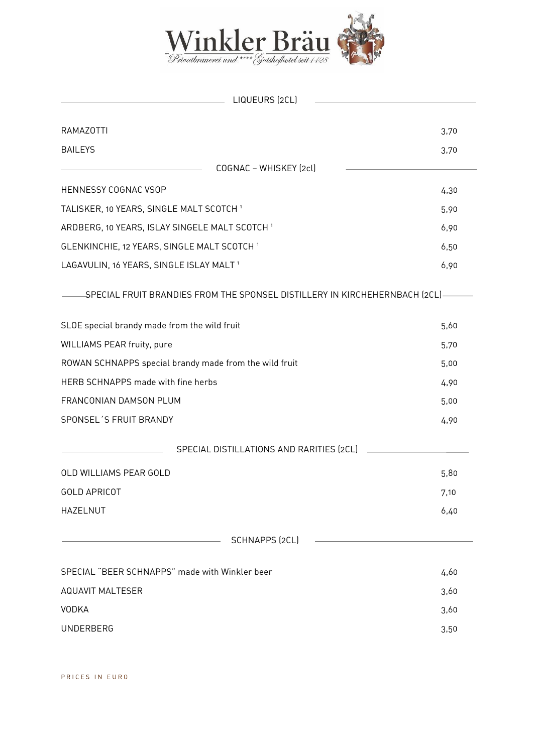# Winkler Bräu

*Privatbrauerei und \*\*\*\* Gutshofhotel seit 1428*

## LIQUEURS (2CL)

| | |
|---|---|
| RAMAZOTTI | 3,70 |
| BAILEYS | 3,70 |

## COGNAC – WHISKEY (2cl)

| | |
|---|---|
| HENNESSY COGNAC VSOP | 4,30 |
| TALISKER, 10 YEARS, SINGLE MALT SCOTCH [1] | 5,90 |
| ARDBERG, 10 YEARS, ISLAY SINGELE MALT SCOTCH [1] | 6,90 |
| GLENKINCHIE, 12 YEARS, SINGLE MALT SCOTCH [1] | 6,50 |
| LAGAVULIN, 16 YEARS, SINGLE ISLAY MALT [1] | 6,90 |

## SPECIAL FRUIT BRANDIES FROM THE SPONSEL DISTILLERY IN KIRCHEHERNBACH (2CL)

| | |
|---|---|
| SLOE special brandy made from the wild fruit | 5,60 |
| WILLIAMS PEAR fruity, pure | 5,70 |
| ROWAN SCHNAPPS special brandy made from the wild fruit | 5,00 |
| HERB SCHNAPPS made with fine herbs | 4,90 |
| FRANCONIAN DAMSON PLUM | 5,00 |
| SPONSEL´S FRUIT BRANDY | 4,90 |

## SPECIAL DISTILLATIONS AND RARITIES (2CL)

| | |
|---|---|
| OLD WILLIAMS PEAR GOLD | 5,80 |
| GOLD APRICOT | 7,10 |
| HAZELNUT | 6,40 |

## SCHNAPPS (2CL)

| | |
|---|---|
| SPECIAL "BEER SCHNAPPS" made with Winkler beer | 4,60 |
| AQUAVIT MALTESER | 3,60 |
| VODKA | 3,60 |
| UNDERBERG | 3,50 |

PRICES IN EURO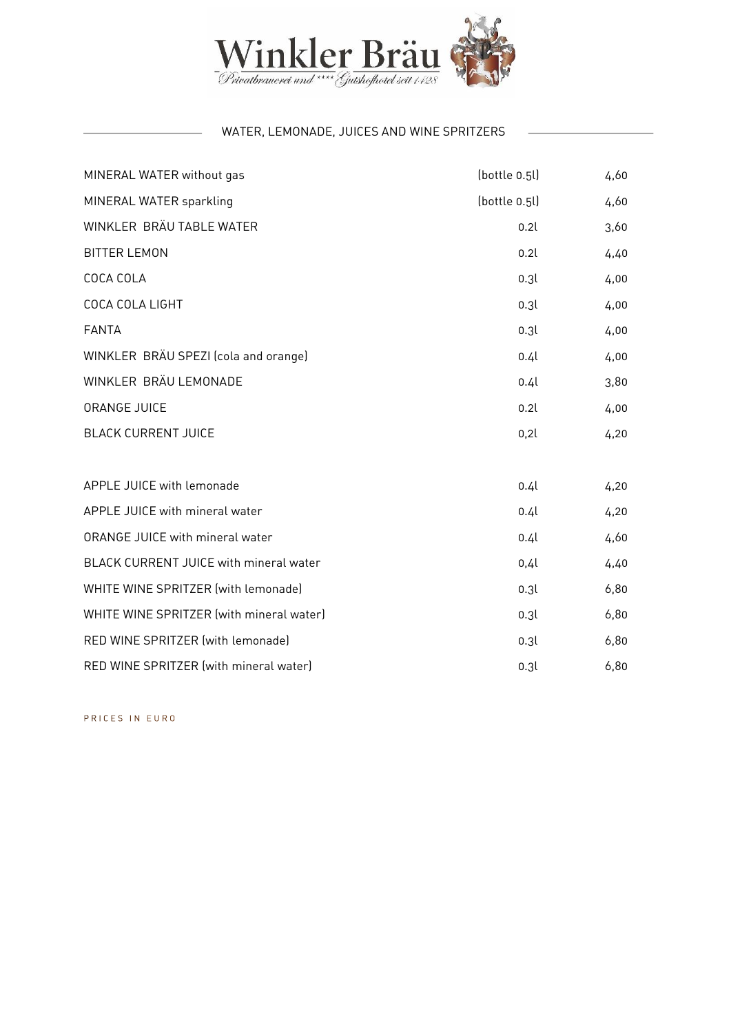# Winkler Bräu

*Privatbrauerei und \*\*\*\* Gutshofhotel seit 1428*

## WATER, LEMONADE, JUICES AND WINE SPRITZERS

| | | |
|---|---|---|
| MINERAL WATER without gas | (bottle 0.5l) | 4,60 |
| MINERAL WATER sparkling | (bottle 0.5l) | 4,60 |
| WINKLER BRÄU TABLE WATER | 0.2l | 3,60 |
| BITTER LEMON | 0.2l | 4,40 |
| COCA COLA | 0.3l | 4,00 |
| COCA COLA LIGHT | 0.3l | 4,00 |
| FANTA | 0.3l | 4,00 |
| WINKLER BRÄU SPEZI (cola and orange) | 0.4l | 4,00 |
| WINKLER BRÄU LEMONADE | 0.4l | 3,80 |
| ORANGE JUICE | 0.2l | 4,00 |
| BLACK CURRENT JUICE | 0,2l | 4,20 |

| | | |
|---|---|---|
| APPLE JUICE with lemonade | 0.4l | 4,20 |
| APPLE JUICE with mineral water | 0.4l | 4,20 |
| ORANGE JUICE with mineral water | 0.4l | 4,60 |
| BLACK CURRENT JUICE with mineral water | 0,4l | 4,40 |
| WHITE WINE SPRITZER (with lemonade) | 0.3l | 6,80 |
| WHITE WINE SPRITZER (with mineral water) | 0.3l | 6,80 |
| RED WINE SPRITZER (with lemonade) | 0.3l | 6,80 |
| RED WINE SPRITZER (with mineral water) | 0.3l | 6,80 |

PRICES IN EURO